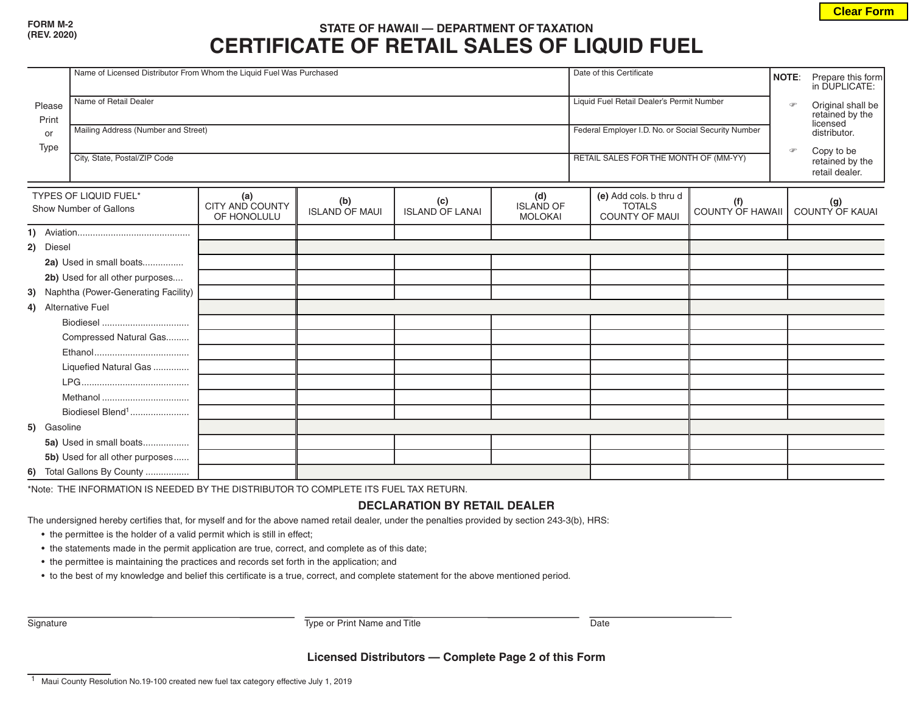FORM M-2
(REV. 2020)

STATE OF HAWAII — DEPARTMENT OF TAXATION

# CERTIFICATE OF RETAIL SALES OF LIQUID FUEL

| Please Print or Type | | | |
|---|---|---|---|
| | Name of Licensed Distributor From Whom the Liquid Fuel Was Purchased | Date of this Certificate | **NOTE**: Prepare this form in DUPLICATE: Original shall be retained by the licensed distributor. Copy to be retained by the retail dealer. |
| | Name of Retail Dealer | Liquid Fuel Retail Dealer's Permit Number | |
| | Mailing Address (Number and Street) | Federal Employer I.D. No. or Social Security Number | |
| | City, State, Postal/ZIP Code | RETAIL SALES FOR THE MONTH OF (MM-YY) | |

| TYPES OF LIQUID FUEL* Show Number of Gallons | (a) CITY AND COUNTY OF HONOLULU | (b) ISLAND OF MAUI | (c) ISLAND OF LANAI | (d) ISLAND OF MOLOKAI | (e) Add cols. b thru d TOTALS COUNTY OF MAUI | (f) COUNTY OF HAWAII | (g) COUNTY OF KAUAI |
|---|---|---|---|---|---|---|---|
| 1) Aviation | | | | | | | |
| 2) Diesel | | | | | | | |
| 2a) Used in small boats | | | | | | | |
| 2b) Used for all other purposes | | | | | | | |
| 3) Naphtha (Power-Generating Facility) | | | | | | | |
| 4) Alternative Fuel | | | | | | | |
| Biodiesel | | | | | | | |
| Compressed Natural Gas | | | | | | | |
| Ethanol | | | | | | | |
| Liquefied Natural Gas | | | | | | | |
| LPG | | | | | | | |
| Methanol | | | | | | | |
| Biodiesel Blend[1] | | | | | | | |
| 5) Gasoline | | | | | | | |
| 5a) Used in small boats | | | | | | | |
| 5b) Used for all other purposes | | | | | | | |
| 6) Total Gallons By County | | | | | | | |

*Note: THE INFORMATION IS NEEDED BY THE DISTRIBUTOR TO COMPLETE ITS FUEL TAX RETURN.

## DECLARATION BY RETAIL DEALER

The undersigned hereby certifies that, for myself and for the above named retail dealer, under the penalties provided by section 243-3(b), HRS:

- the permittee is the holder of a valid permit which is still in effect;
- the statements made in the permit application are true, correct, and complete as of this date;
- the permittee is maintaining the practices and records set forth in the application; and
- to the best of my knowledge and belief this certificate is a true, correct, and complete statement for the above mentioned period.

Signature ______________________ Type or Print Name and Title ______________________ Date ______________________

**Licensed Distributors — Complete Page 2 of this Form**

[1] Maui County Resolution No.19-100 created new fuel tax category effective July 1, 2019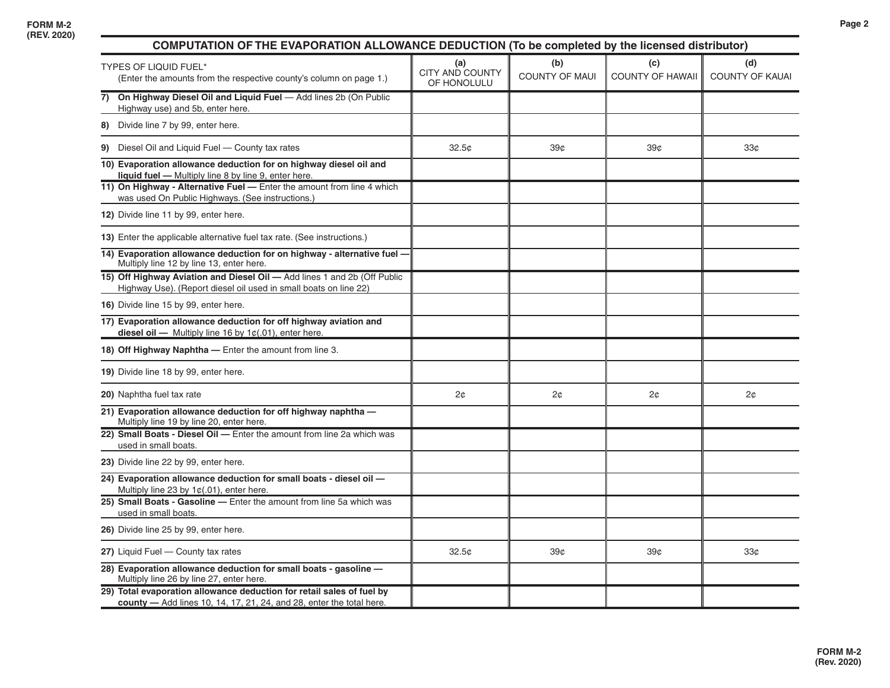## COMPUTATION OF THE EVAPORATION ALLOWANCE DEDUCTION (To be completed by the licensed distributor)

| TYPES OF LIQUID FUEL* (Enter the amounts from the respective county's column on page 1.) | (a) CITY AND COUNTY OF HONOLULU | (b) COUNTY OF MAUI | (c) COUNTY OF HAWAII | (d) COUNTY OF KAUAI |
|---|---|---|---|---|
| **7) On Highway Diesel Oil and Liquid Fuel** — Add lines 2b (On Public Highway use) and 5b, enter here. | | | | |
| **8)** Divide line 7 by 99, enter here. | | | | |
| **9)** Diesel Oil and Liquid Fuel — County tax rates | 32.5¢ | 39¢ | 39¢ | 33¢ |
| **10) Evaporation allowance deduction for on highway diesel oil and liquid fuel —** Multiply line 8 by line 9, enter here. | | | | |
| **11) On Highway - Alternative Fuel —** Enter the amount from line 4 which was used On Public Highways. (See instructions.) | | | | |
| **12)** Divide line 11 by 99, enter here. | | | | |
| **13)** Enter the applicable alternative fuel tax rate. (See instructions.) | | | | |
| **14) Evaporation allowance deduction for on highway - alternative fuel —** Multiply line 12 by line 13, enter here. | | | | |
| **15) Off Highway Aviation and Diesel Oil —** Add lines 1 and 2b (Off Public Highway Use). (Report diesel oil used in small boats on line 22) | | | | |
| **16)** Divide line 15 by 99, enter here. | | | | |
| **17) Evaporation allowance deduction for off highway aviation and diesel oil —** Multiply line 16 by 1¢(.01), enter here. | | | | |
| **18) Off Highway Naphtha —** Enter the amount from line 3. | | | | |
| **19)** Divide line 18 by 99, enter here. | | | | |
| **20)** Naphtha fuel tax rate | 2¢ | 2¢ | 2¢ | 2¢ |
| **21) Evaporation allowance deduction for off highway naphtha —** Multiply line 19 by line 20, enter here. | | | | |
| **22) Small Boats - Diesel Oil —** Enter the amount from line 2a which was used in small boats. | | | | |
| **23)** Divide line 22 by 99, enter here. | | | | |
| **24) Evaporation allowance deduction for small boats - diesel oil —** Multiply line 23 by 1¢(.01), enter here. | | | | |
| **25) Small Boats - Gasoline —** Enter the amount from line 5a which was used in small boats. | | | | |
| **26)** Divide line 25 by 99, enter here. | | | | |
| **27)** Liquid Fuel — County tax rates | 32.5¢ | 39¢ | 39¢ | 33¢ |
| **28) Evaporation allowance deduction for small boats - gasoline —** Multiply line 26 by line 27, enter here. | | | | |
| **29) Total evaporation allowance deduction for retail sales of fuel by county —** Add lines 10, 14, 17, 21, 24, and 28, enter the total here. | | | | |